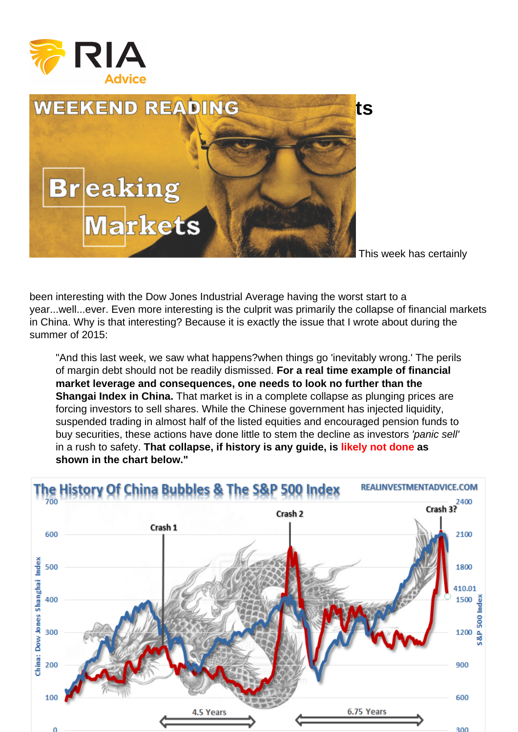This week has certainly been interesting with the Dow Jones Industrial Average having the worst start to a year...well...ever. Even more interesting is the culprit was primarily the collapse of financial markets in China. Why is that interesting? Because it is exactly the issue that I wrote about during the summer of 2015:

> "And this last week, we saw what happens?when things go 'inevitably wrong.' The perils of margin debt should not be readily dismissed. **For a real time example of financial market leverage and consequences, one needs to look no further than the Shangai Index in China.** That market is in a complete collapse as plunging prices are forcing investors to sell shares. While the Chinese government has injected liquidity, suspended trading in almost half of the listed equities and encouraged pension funds to buy securities, these actions have done little to stem the decline as investors *'panic sell'* in a rush to safety. **That collapse, if history is any guide, is likely not done as shown in the chart below."**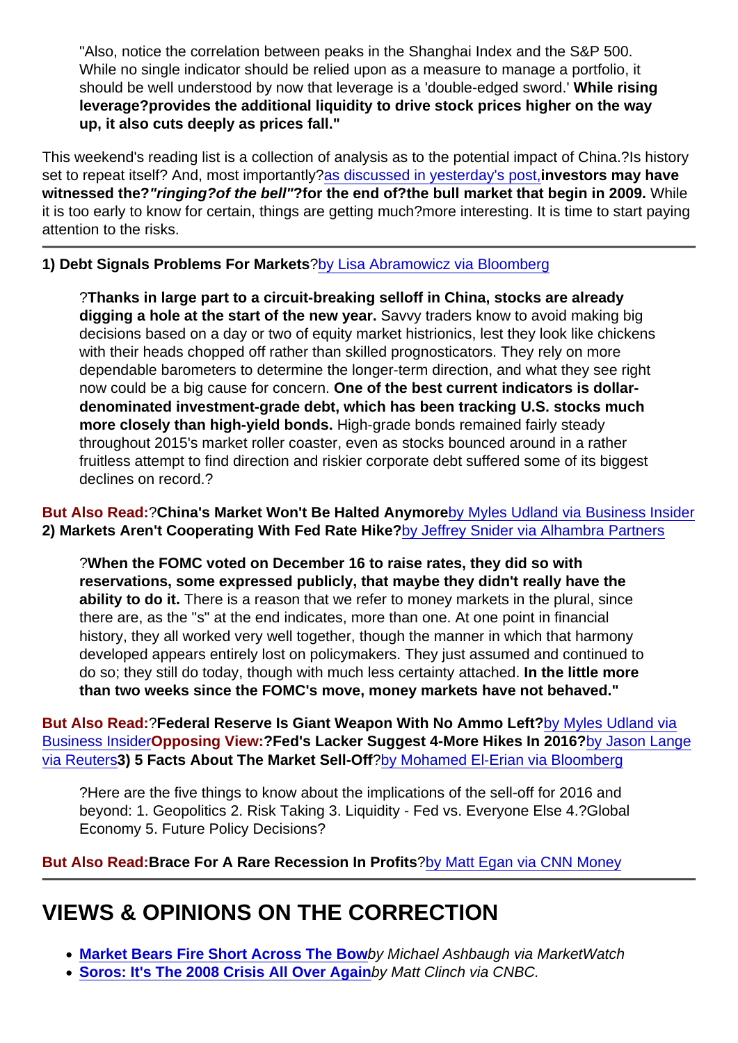> "Also, notice the correlation between peaks in the Shanghai Index and the S&P 500. While no single indicator should be relied upon as a measure to manage a portfolio, it should be well understood by now that leverage is a 'double-edged sword.' **While rising leverage?provides the additional liquidity to drive stock prices higher on the way up, it also cuts deeply as prices fall."**

This weekend's reading list is a collection of analysis as to the potential impact of China.?Is history set to repeat itself? And, most importantly?as discussed in yesterday's post,**investors may have witnessed the?*"ringing?of the bell"*?for the end of?the bull market that begin in 2009.** While it is too early to know for certain, things are getting much?more interesting. It is time to start paying attention to the risks.

---

**1) Debt Signals Problems For Markets**?by Lisa Abramowicz via Bloomberg

> ?**Thanks in large part to a circuit-breaking selloff in China, stocks are already digging a hole at the start of the new year.** Savvy traders know to avoid making big decisions based on a day or two of equity market histrionics, lest they look like chickens with their heads chopped off rather than skilled prognosticators. They rely on more dependable barometers to determine the longer-term direction, and what they see right now could be a big cause for concern. **One of the best current indicators is dollar-denominated investment-grade debt, which has been tracking U.S. stocks much more closely than high-yield bonds.** High-grade bonds remained fairly steady throughout 2015's market roller coaster, even as stocks bounced around in a rather fruitless attempt to find direction and riskier corporate debt suffered some of its biggest declines on record.?

**But Also Read:**?**China's Market Won't Be Halted Anymore**by Myles Udland via Business Insider
**2) Markets Aren't Cooperating With Fed Rate Hike?**by Jeffrey Snider via Alhambra Partners

> ?**When the FOMC voted on December 16 to raise rates, they did so with reservations, some expressed publicly, that maybe they didn't really have the ability to do it.** There is a reason that we refer to money markets in the plural, since there are, as the "s" at the end indicates, more than one. At one point in financial history, they all worked very well together, though the manner in which that harmony developed appears entirely lost on policymakers. They just assumed and continued to do so; they still do today, though with much less certainty attached. **In the little more than two weeks since the FOMC's move, money markets have not behaved."**

**But Also Read:**?**Federal Reserve Is Giant Weapon With No Ammo Left?**by Myles Udland via Business Insider**Opposing View:**?**Fed's Lacker Suggest 4-More Hikes In 2016?**by Jason Lange via Reuters**3) 5 Facts About The Market Sell-Off**?by Mohamed El-Erian via Bloomberg

> ?Here are the five things to know about the implications of the sell-off for 2016 and beyond: 1. Geopolitics 2. Risk Taking 3. Liquidity - Fed vs. Everyone Else 4.?Global Economy 5. Future Policy Decisions?

**But Also Read:**Brace For A Rare Recession In Profits?by Matt Egan via CNN Money

---

## VIEWS & OPINIONS ON THE CORRECTION

- **Market Bears Fire Short Across The Bow***by Michael Ashbaugh via MarketWatch*
- **Soros: It's The 2008 Crisis All Over Again***by Matt Clinch via CNBC.*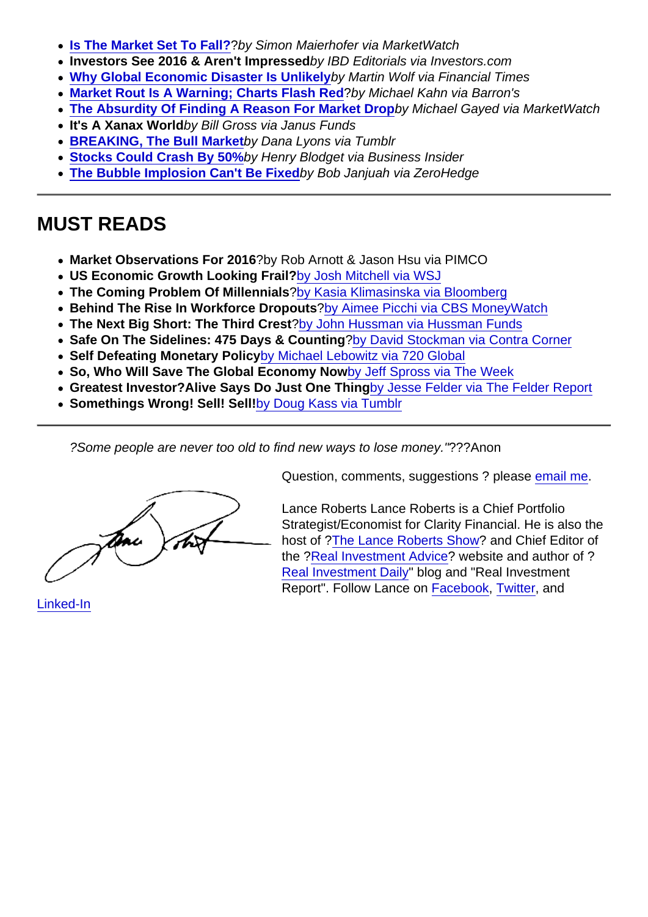- **Is The Market Set To Fall?** ?*by Simon Maierhofer via MarketWatch*
- **Investors See 2016 & Aren't Impressed** *by IBD Editorials via Investors.com*
- **Why Global Economic Disaster Is Unlikely** *by Martin Wolf via Financial Times*
- **Market Rout Is A Warning; Charts Flash Red** ?*by Michael Kahn via Barron's*
- **The Absurdity Of Finding A Reason For Market Drop** *by Michael Gayed via MarketWatch*
- **It's A Xanax World** *by Bill Gross via Janus Funds*
- **BREAKING, The Bull Market** *by Dana Lyons via Tumblr*
- **Stocks Could Crash By 50%** *by Henry Blodget via Business Insider*
- **The Bubble Implosion Can't Be Fixed** *by Bob Janjuah via ZeroHedge*

---

## MUST READS

- **Market Observations For 2016** ?by Rob Arnott & Jason Hsu via PIMCO
- **US Economic Growth Looking Frail?** by Josh Mitchell via WSJ
- **The Coming Problem Of Millennials** ?by Kasia Klimasinska via Bloomberg
- **Behind The Rise In Workforce Dropouts** ?by Aimee Picchi via CBS MoneyWatch
- **The Next Big Short: The Third Crest** ?by John Hussman via Hussman Funds
- **Safe On The Sidelines: 475 Days & Counting** ?by David Stockman via Contra Corner
- **Self Defeating Monetary Policy** by Michael Lebowitz via 720 Global
- **So, Who Will Save The Global Economy Now** by Jeff Spross via The Week
- **Greatest Investor?Alive Says Do Just One Thing** by Jesse Felder via The Felder Report
- **Somethings Wrong! Sell! Sell!** by Doug Kass via Tumblr

---

*?Some people are never too old to find new ways to lose money."* ???Anon

Question, comments, suggestions ? please email me.

Lance Roberts Lance Roberts is a Chief Portfolio Strategist/Economist for Clarity Financial. He is also the host of ?The Lance Roberts Show? and Chief Editor of the ?Real Investment Advice? website and author of ?Real Investment Daily" blog and "Real Investment Report". Follow Lance on Facebook, Twitter, and Linked-In